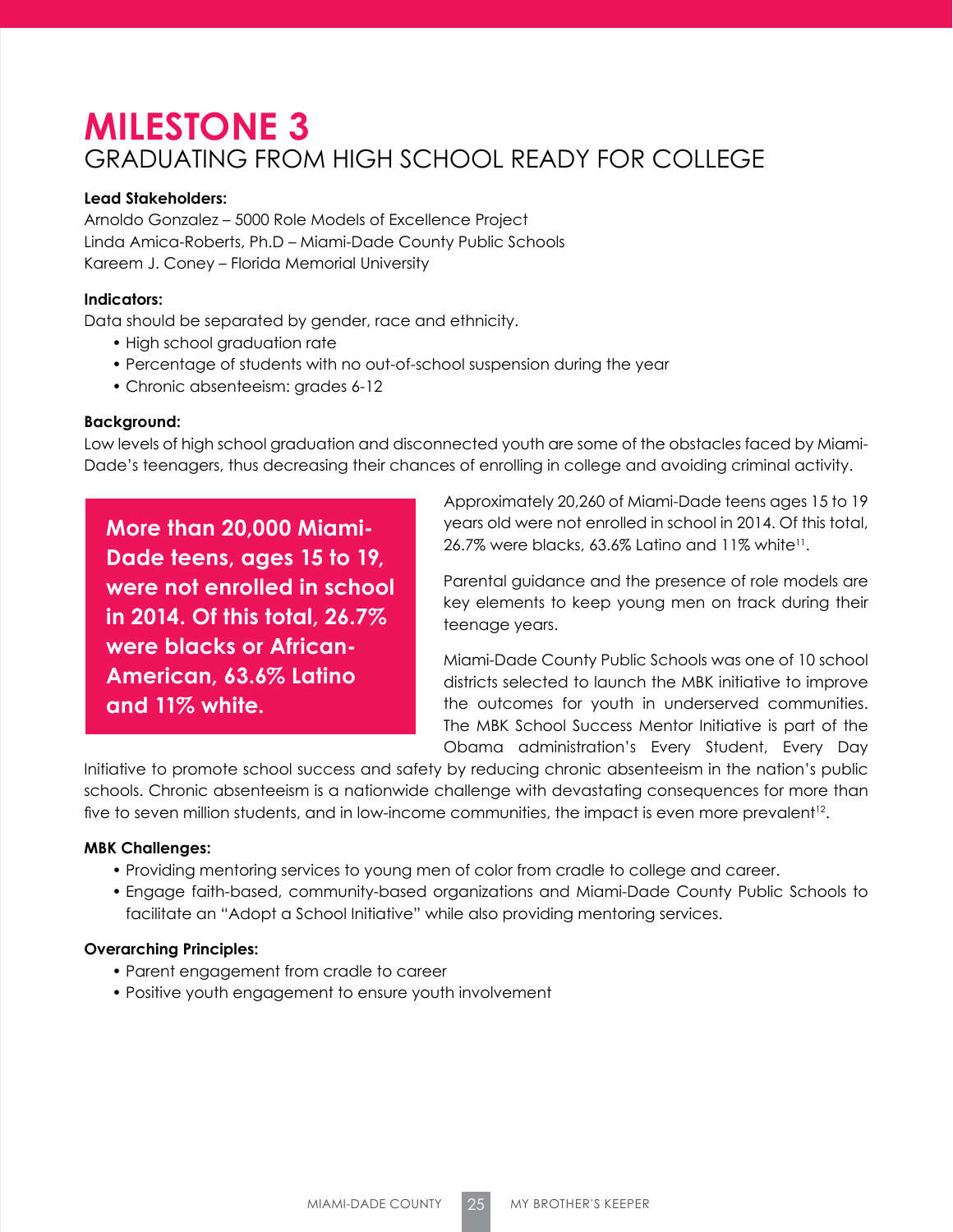# MILESTONE 3
## GRADUATING FROM HIGH SCHOOL READY FOR COLLEGE

**Lead Stakeholders:**
Arnoldo Gonzalez – 5000 Role Models of Excellence Project
Linda Amica-Roberts, Ph.D – Miami-Dade County Public Schools
Kareem J. Coney – Florida Memorial University

**Indicators:**
Data should be separated by gender, race and ethnicity.

- High school graduation rate
- Percentage of students with no out-of-school suspension during the year
- Chronic absenteeism: grades 6-12

**Background:**
Low levels of high school graduation and disconnected youth are some of the obstacles faced by Miami-Dade's teenagers, thus decreasing their chances of enrolling in college and avoiding criminal activity.

**More than 20,000 Miami-Dade teens, ages 15 to 19, were not enrolled in school in 2014. Of this total, 26.7% were blacks or African-American, 63.6% Latino and 11% white.**

Approximately 20,260 of Miami-Dade teens ages 15 to 19 years old were not enrolled in school in 2014. Of this total, 26.7% were blacks, 63.6% Latino and 11% white[11].

Parental guidance and the presence of role models are key elements to keep young men on track during their teenage years.

Miami-Dade County Public Schools was one of 10 school districts selected to launch the MBK initiative to improve the outcomes for youth in underserved communities. The MBK School Success Mentor Initiative is part of the Obama administration's Every Student, Every Day Initiative to promote school success and safety by reducing chronic absenteeism in the nation's public schools. Chronic absenteeism is a nationwide challenge with devastating consequences for more than five to seven million students, and in low-income communities, the impact is even more prevalent[12].

**MBK Challenges:**

- Providing mentoring services to young men of color from cradle to college and career.
- Engage faith-based, community-based organizations and Miami-Dade County Public Schools to facilitate an "Adopt a School Initiative" while also providing mentoring services.

**Overarching Principles:**

- Parent engagement from cradle to career
- Positive youth engagement to ensure youth involvement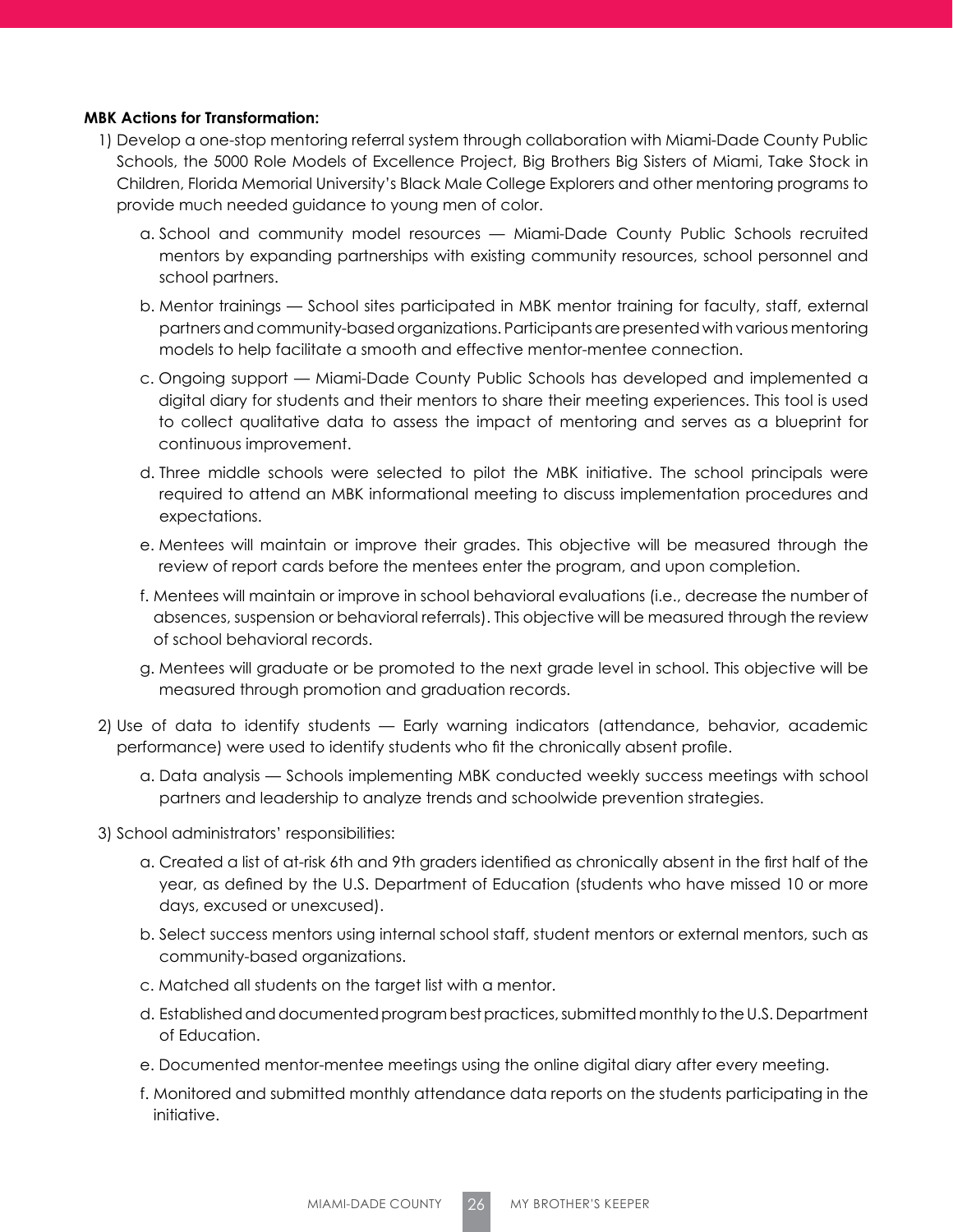**MBK Actions for Transformation:**

1) Develop a one-stop mentoring referral system through collaboration with Miami-Dade County Public Schools, the 5000 Role Models of Excellence Project, Big Brothers Big Sisters of Miami, Take Stock in Children, Florida Memorial University's Black Male College Explorers and other mentoring programs to provide much needed guidance to young men of color.

    a. School and community model resources — Miami-Dade County Public Schools recruited mentors by expanding partnerships with existing community resources, school personnel and school partners.

    b. Mentor trainings — School sites participated in MBK mentor training for faculty, staff, external partners and community-based organizations. Participants are presented with various mentoring models to help facilitate a smooth and effective mentor-mentee connection.

    c. Ongoing support — Miami-Dade County Public Schools has developed and implemented a digital diary for students and their mentors to share their meeting experiences. This tool is used to collect qualitative data to assess the impact of mentoring and serves as a blueprint for continuous improvement.

    d. Three middle schools were selected to pilot the MBK initiative. The school principals were required to attend an MBK informational meeting to discuss implementation procedures and expectations.

    e. Mentees will maintain or improve their grades. This objective will be measured through the review of report cards before the mentees enter the program, and upon completion.

    f. Mentees will maintain or improve in school behavioral evaluations (i.e., decrease the number of absences, suspension or behavioral referrals). This objective will be measured through the review of school behavioral records.

    g. Mentees will graduate or be promoted to the next grade level in school. This objective will be measured through promotion and graduation records.

2) Use of data to identify students — Early warning indicators (attendance, behavior, academic performance) were used to identify students who fit the chronically absent profile.

    a. Data analysis — Schools implementing MBK conducted weekly success meetings with school partners and leadership to analyze trends and schoolwide prevention strategies.

3) School administrators' responsibilities:

    a. Created a list of at-risk 6th and 9th graders identified as chronically absent in the first half of the year, as defined by the U.S. Department of Education (students who have missed 10 or more days, excused or unexcused).

    b. Select success mentors using internal school staff, student mentors or external mentors, such as community-based organizations.

    c. Matched all students on the target list with a mentor.

    d. Established and documented program best practices, submitted monthly to the U.S. Department of Education.

    e. Documented mentor-mentee meetings using the online digital diary after every meeting.

    f. Monitored and submitted monthly attendance data reports on the students participating in the initiative.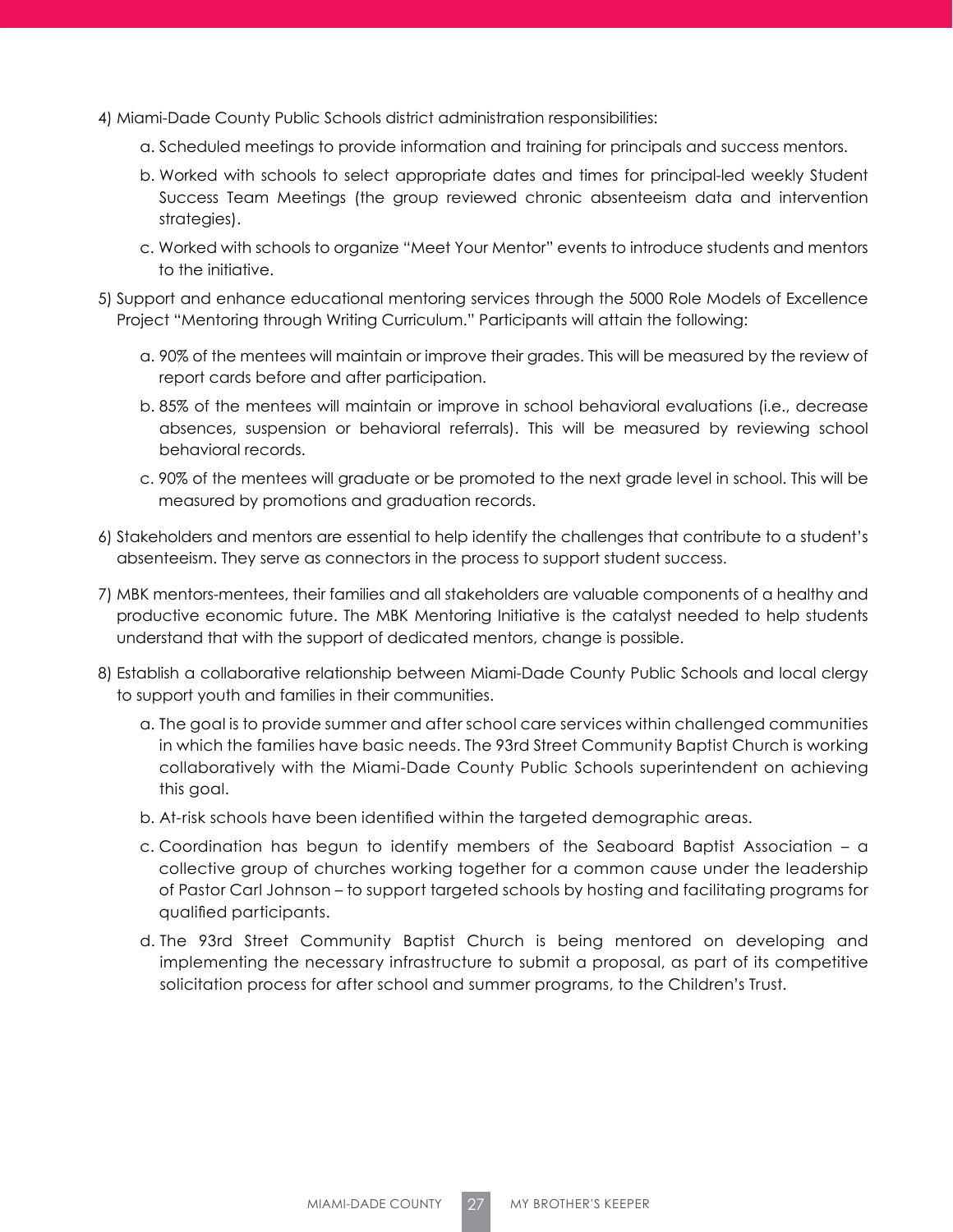4) Miami-Dade County Public Schools district administration responsibilities:

    a. Scheduled meetings to provide information and training for principals and success mentors.

    b. Worked with schools to select appropriate dates and times for principal-led weekly Student Success Team Meetings (the group reviewed chronic absenteeism data and intervention strategies).

    c. Worked with schools to organize "Meet Your Mentor" events to introduce students and mentors to the initiative.

5) Support and enhance educational mentoring services through the 5000 Role Models of Excellence Project "Mentoring through Writing Curriculum." Participants will attain the following:

    a. 90% of the mentees will maintain or improve their grades. This will be measured by the review of report cards before and after participation.

    b. 85% of the mentees will maintain or improve in school behavioral evaluations (i.e., decrease absences, suspension or behavioral referrals). This will be measured by reviewing school behavioral records.

    c. 90% of the mentees will graduate or be promoted to the next grade level in school. This will be measured by promotions and graduation records.

6) Stakeholders and mentors are essential to help identify the challenges that contribute to a student's absenteeism. They serve as connectors in the process to support student success.

7) MBK mentors-mentees, their families and all stakeholders are valuable components of a healthy and productive economic future. The MBK Mentoring Initiative is the catalyst needed to help students understand that with the support of dedicated mentors, change is possible.

8) Establish a collaborative relationship between Miami-Dade County Public Schools and local clergy to support youth and families in their communities.

    a. The goal is to provide summer and after school care services within challenged communities in which the families have basic needs. The 93rd Street Community Baptist Church is working collaboratively with the Miami-Dade County Public Schools superintendent on achieving this goal.

    b. At-risk schools have been identified within the targeted demographic areas.

    c. Coordination has begun to identify members of the Seaboard Baptist Association – a collective group of churches working together for a common cause under the leadership of Pastor Carl Johnson – to support targeted schools by hosting and facilitating programs for qualified participants.

    d. The 93rd Street Community Baptist Church is being mentored on developing and implementing the necessary infrastructure to submit a proposal, as part of its competitive solicitation process for after school and summer programs, to the Children's Trust.